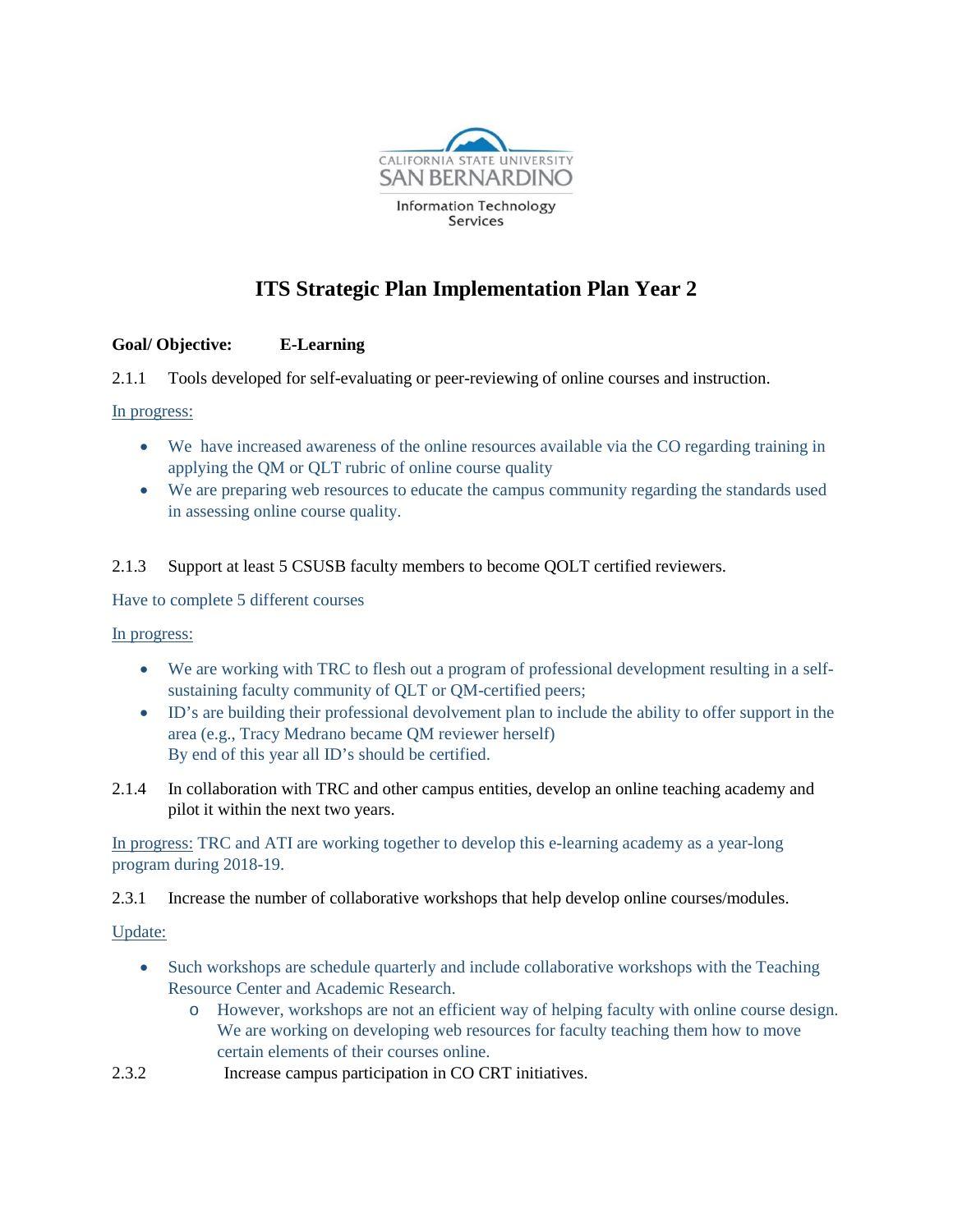CALIFORNIA STATE UNIVERSITY
SAN BERNARDINO
Information Technology Services

# ITS Strategic Plan Implementation Plan Year 2

**Goal/ Objective: E-Learning**

2.1.1 Tools developed for self-evaluating or peer-reviewing of online courses and instruction.

In progress:

- We have increased awareness of the online resources available via the CO regarding training in applying the QM or QLT rubric of online course quality
- We are preparing web resources to educate the campus community regarding the standards used in assessing online course quality.

2.1.3 Support at least 5 CSUSB faculty members to become QOLT certified reviewers.

Have to complete 5 different courses

In progress:

- We are working with TRC to flesh out a program of professional development resulting in a self-sustaining faculty community of QLT or QM-certified peers;
- ID's are building their professional devolvement plan to include the ability to offer support in the area (e.g., Tracy Medrano became QM reviewer herself)
  By end of this year all ID's should be certified.

2.1.4 In collaboration with TRC and other campus entities, develop an online teaching academy and pilot it within the next two years.

In progress: TRC and ATI are working together to develop this e-learning academy as a year-long program during 2018-19.

2.3.1 Increase the number of collaborative workshops that help develop online courses/modules.

Update:

- Such workshops are schedule quarterly and include collaborative workshops with the Teaching Resource Center and Academic Research.
  - However, workshops are not an efficient way of helping faculty with online course design. We are working on developing web resources for faculty teaching them how to move certain elements of their courses online.

2.3.2 Increase campus participation in CO CRT initiatives.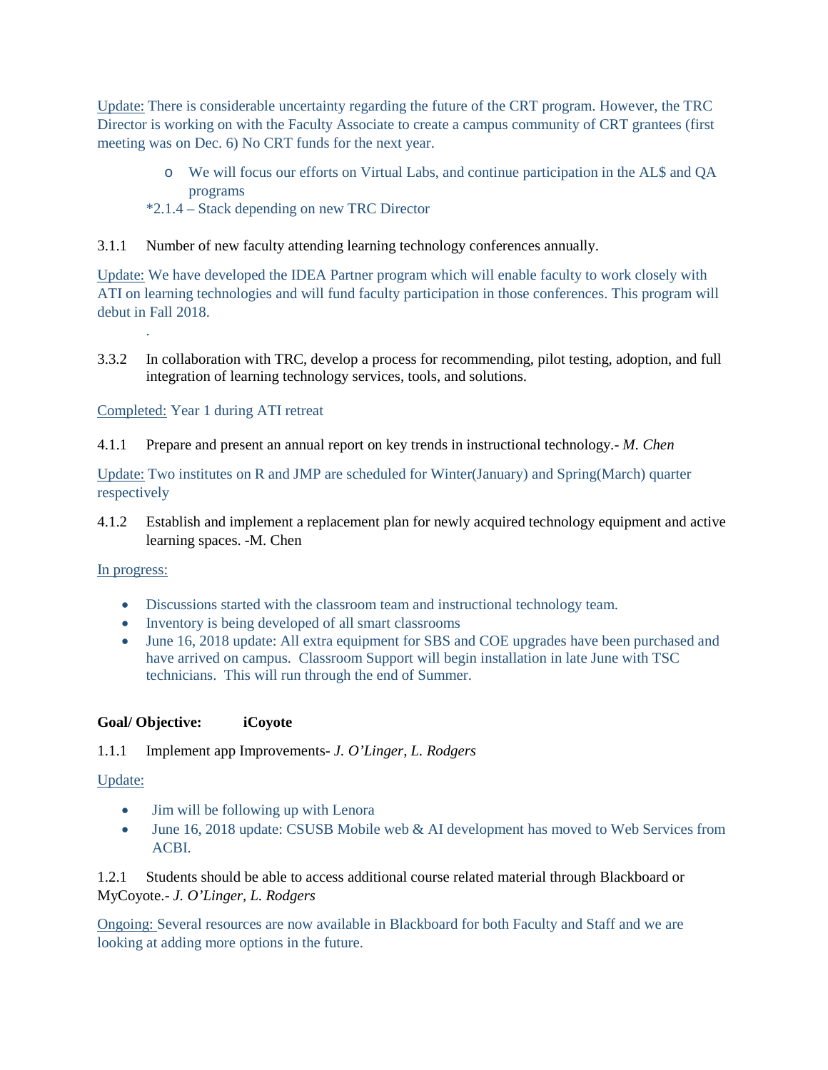Update: There is considerable uncertainty regarding the future of the CRT program. However, the TRC Director is working on with the Faculty Associate to create a campus community of CRT grantees (first meeting was on Dec. 6) No CRT funds for the next year.

- We will focus our efforts on Virtual Labs, and continue participation in the AL$ and QA programs

*2.1.4 – Stack depending on new TRC Director

3.1.1 Number of new faculty attending learning technology conferences annually.

Update: We have developed the IDEA Partner program which will enable faculty to work closely with ATI on learning technologies and will fund faculty participation in those conferences. This program will debut in Fall 2018.

.

3.3.2 In collaboration with TRC, develop a process for recommending, pilot testing, adoption, and full integration of learning technology services, tools, and solutions.

Completed: Year 1 during ATI retreat

4.1.1 Prepare and present an annual report on key trends in instructional technology.- *M. Chen*

Update: Two institutes on R and JMP are scheduled for Winter(January) and Spring(March) quarter respectively

4.1.2 Establish and implement a replacement plan for newly acquired technology equipment and active learning spaces. -M. Chen

In progress:

- Discussions started with the classroom team and instructional technology team.
- Inventory is being developed of all smart classrooms
- June 16, 2018 update: All extra equipment for SBS and COE upgrades have been purchased and have arrived on campus. Classroom Support will begin installation in late June with TSC technicians. This will run through the end of Summer.

**Goal/ Objective: iCoyote**

1.1.1 Implement app Improvements- *J. O'Linger, L. Rodgers*

Update:

- Jim will be following up with Lenora
- June 16, 2018 update: CSUSB Mobile web & AI development has moved to Web Services from ACBI.

1.2.1 Students should be able to access additional course related material through Blackboard or MyCoyote.- *J. O'Linger, L. Rodgers*

Ongoing: Several resources are now available in Blackboard for both Faculty and Staff and we are looking at adding more options in the future.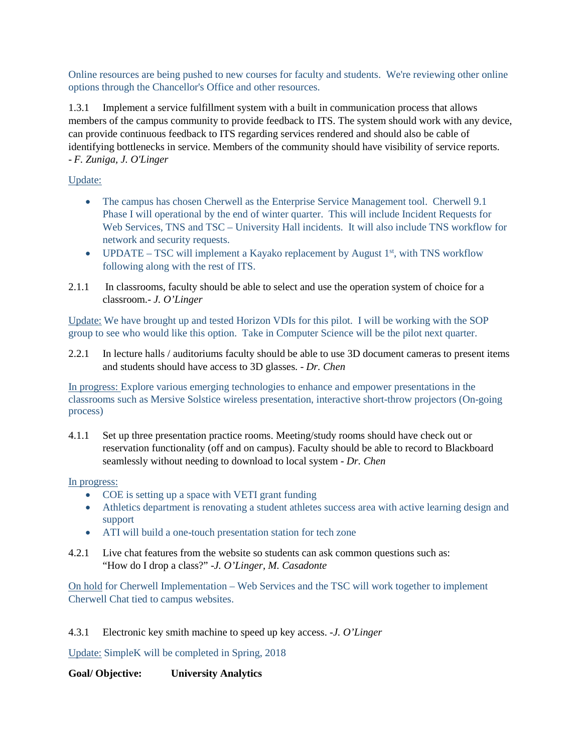Online resources are being pushed to new courses for faculty and students. We're reviewing other online options through the Chancellor's Office and other resources.

1.3.1 Implement a service fulfillment system with a built in communication process that allows members of the campus community to provide feedback to ITS. The system should work with any device, can provide continuous feedback to ITS regarding services rendered and should also be cable of identifying bottlenecks in service. Members of the community should have visibility of service reports. *- F. Zuniga, J. O'Linger*

Update:

- The campus has chosen Cherwell as the Enterprise Service Management tool. Cherwell 9.1 Phase I will operational by the end of winter quarter. This will include Incident Requests for Web Services, TNS and TSC – University Hall incidents. It will also include TNS workflow for network and security requests.
- UPDATE – TSC will implement a Kayako replacement by August 1st, with TNS workflow following along with the rest of ITS.

2.1.1 In classrooms, faculty should be able to select and use the operation system of choice for a classroom.- *J. O'Linger*

Update: We have brought up and tested Horizon VDIs for this pilot. I will be working with the SOP group to see who would like this option. Take in Computer Science will be the pilot next quarter.

2.2.1 In lecture halls / auditoriums faculty should be able to use 3D document cameras to present items and students should have access to 3D glasses. - *Dr. Chen*

In progress: Explore various emerging technologies to enhance and empower presentations in the classrooms such as Mersive Solstice wireless presentation, interactive short-throw projectors (On-going process)

4.1.1 Set up three presentation practice rooms. Meeting/study rooms should have check out or reservation functionality (off and on campus). Faculty should be able to record to Blackboard seamlessly without needing to download to local system - *Dr. Chen*

In progress:

- COE is setting up a space with VETI grant funding
- Athletics department is renovating a student athletes success area with active learning design and support
- ATI will build a one-touch presentation station for tech zone

4.2.1 Live chat features from the website so students can ask common questions such as: "How do I drop a class?" *-J. O'Linger, M. Casadonte*

On hold for Cherwell Implementation – Web Services and the TSC will work together to implement Cherwell Chat tied to campus websites.

4.3.1 Electronic key smith machine to speed up key access. *-J. O'Linger*

Update: SimpleK will be completed in Spring, 2018

**Goal/ Objective: University Analytics**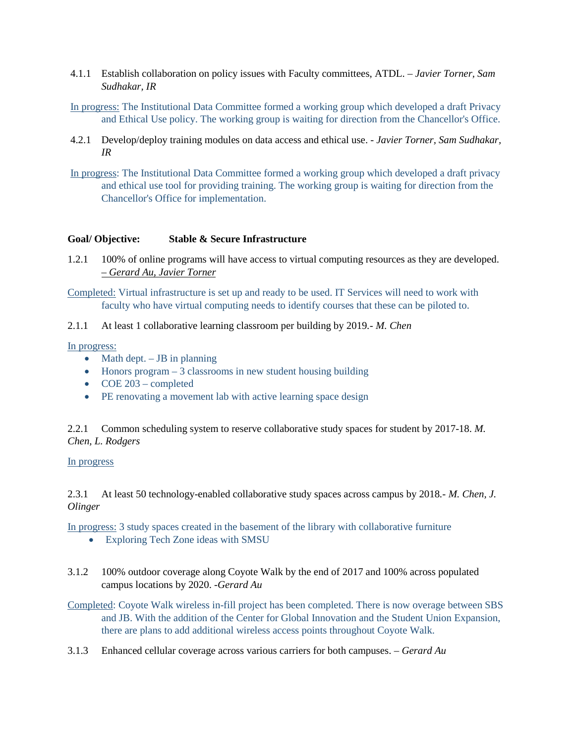4.1.1 Establish collaboration on policy issues with Faculty committees, ATDL. – *Javier Torner, Sam Sudhakar, IR*

In progress: The Institutional Data Committee formed a working group which developed a draft Privacy and Ethical Use policy. The working group is waiting for direction from the Chancellor's Office.

4.2.1 Develop/deploy training modules on data access and ethical use. - *Javier Torner, Sam Sudhakar, IR*

In progress: The Institutional Data Committee formed a working group which developed a draft privacy and ethical use tool for providing training. The working group is waiting for direction from the Chancellor's Office for implementation.

**Goal/ Objective: Stable & Secure Infrastructure**

1.2.1 100% of online programs will have access to virtual computing resources as they are developed. *– Gerard Au, Javier Torner*

Completed: Virtual infrastructure is set up and ready to be used. IT Services will need to work with faculty who have virtual computing needs to identify courses that these can be piloted to.

2.1.1 At least 1 collaborative learning classroom per building by 2019.- *M. Chen*

In progress:

- Math dept. – JB in planning
- Honors program – 3 classrooms in new student housing building
- COE 203 – completed
- PE renovating a movement lab with active learning space design

2.2.1 Common scheduling system to reserve collaborative study spaces for student by 2017-18. *M. Chen, L. Rodgers*

In progress

2.3.1 At least 50 technology-enabled collaborative study spaces across campus by 2018.- *M. Chen, J. Olinger*

In progress: 3 study spaces created in the basement of the library with collaborative furniture

- Exploring Tech Zone ideas with SMSU

3.1.2 100% outdoor coverage along Coyote Walk by the end of 2017 and 100% across populated campus locations by 2020. *-Gerard Au*

Completed: Coyote Walk wireless in-fill project has been completed. There is now overage between SBS and JB. With the addition of the Center for Global Innovation and the Student Union Expansion, there are plans to add additional wireless access points throughout Coyote Walk.

3.1.3 Enhanced cellular coverage across various carriers for both campuses. – *Gerard Au*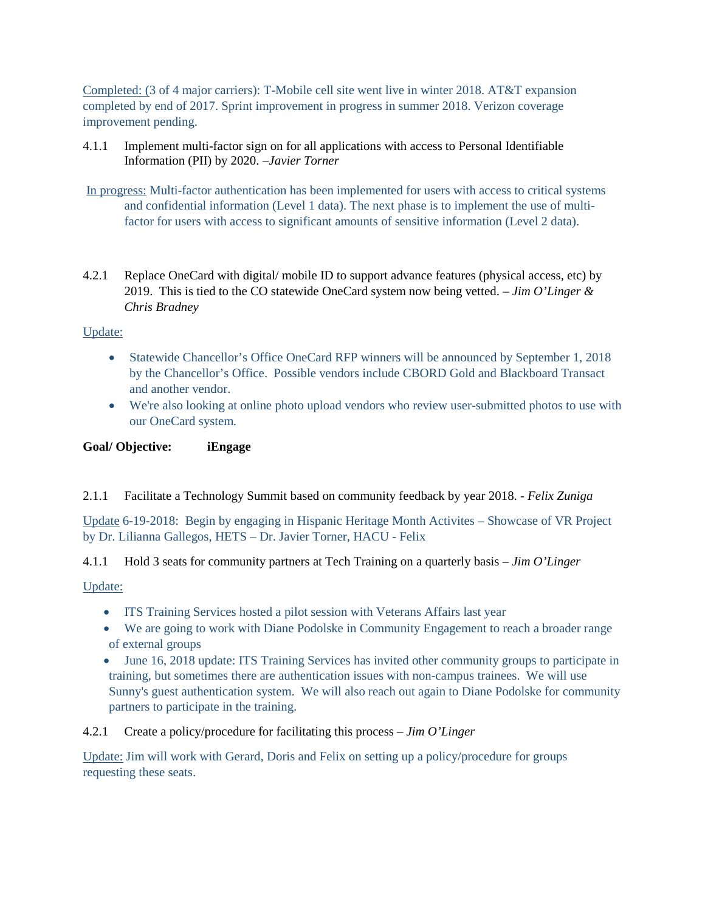Completed: (3 of 4 major carriers): T-Mobile cell site went live in winter 2018. AT&T expansion completed by end of 2017. Sprint improvement in progress in summer 2018. Verizon coverage improvement pending.

4.1.1 Implement multi-factor sign on for all applications with access to Personal Identifiable Information (PII) by 2020. –*Javier Torner*

In progress: Multi-factor authentication has been implemented for users with access to critical systems and confidential information (Level 1 data). The next phase is to implement the use of multi-factor for users with access to significant amounts of sensitive information (Level 2 data).

4.2.1 Replace OneCard with digital/ mobile ID to support advance features (physical access, etc) by 2019. This is tied to the CO statewide OneCard system now being vetted. – *Jim O'Linger & Chris Bradney*

Update:

- Statewide Chancellor's Office OneCard RFP winners will be announced by September 1, 2018 by the Chancellor's Office. Possible vendors include CBORD Gold and Blackboard Transact and another vendor.
- We're also looking at online photo upload vendors who review user-submitted photos to use with our OneCard system.

**Goal/ Objective: iEngage**

2.1.1 Facilitate a Technology Summit based on community feedback by year 2018. - *Felix Zuniga*

Update 6-19-2018: Begin by engaging in Hispanic Heritage Month Activites – Showcase of VR Project by Dr. Lilianna Gallegos, HETS – Dr. Javier Torner, HACU - Felix

4.1.1 Hold 3 seats for community partners at Tech Training on a quarterly basis – *Jim O'Linger*

Update:

- ITS Training Services hosted a pilot session with Veterans Affairs last year
- We are going to work with Diane Podolske in Community Engagement to reach a broader range of external groups
- June 16, 2018 update: ITS Training Services has invited other community groups to participate in training, but sometimes there are authentication issues with non-campus trainees. We will use Sunny's guest authentication system. We will also reach out again to Diane Podolske for community partners to participate in the training.

4.2.1 Create a policy/procedure for facilitating this process – *Jim O'Linger*

Update: Jim will work with Gerard, Doris and Felix on setting up a policy/procedure for groups requesting these seats.